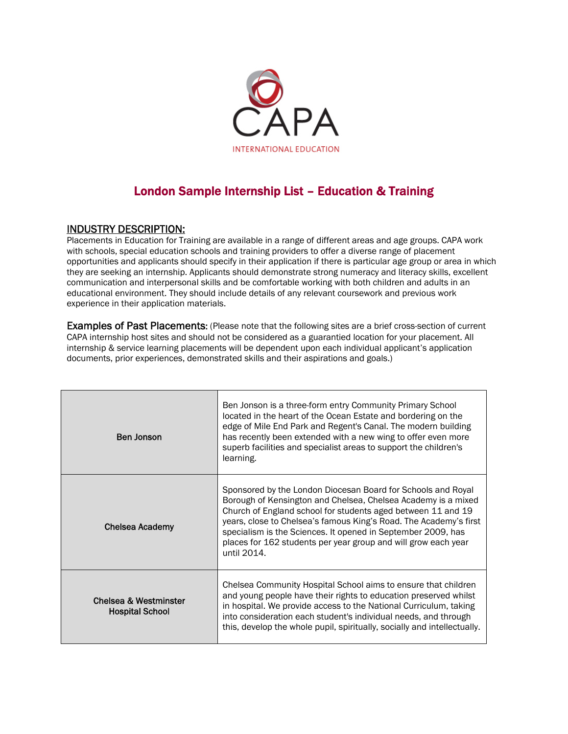CAPA

INTERNATIONAL EDUCATION

# London Sample Internship List – Education & Training

## INDUSTRY DESCRIPTION:

Placements in Education for Training are available in a range of different areas and age groups. CAPA work with schools, special education schools and training providers to offer a diverse range of placement opportunities and applicants should specify in their application if there is particular age group or area in which they are seeking an internship. Applicants should demonstrate strong numeracy and literacy skills, excellent communication and interpersonal skills and be comfortable working with both children and adults in an educational environment. They should include details of any relevant coursework and previous work experience in their application materials.

**Examples of Past Placements:** (Please note that the following sites are a brief cross-section of current CAPA internship host sites and should not be considered as a guarantied location for your placement. All internship & service learning placements will be dependent upon each individual applicant's application documents, prior experiences, demonstrated skills and their aspirations and goals.)

| | |
|---|---|
| **Ben Jonson** | Ben Jonson is a three-form entry Community Primary School located in the heart of the Ocean Estate and bordering on the edge of Mile End Park and Regent's Canal. The modern building has recently been extended with a new wing to offer even more superb facilities and specialist areas to support the children's learning. |
| **Chelsea Academy** | Sponsored by the London Diocesan Board for Schools and Royal Borough of Kensington and Chelsea, Chelsea Academy is a mixed Church of England school for students aged between 11 and 19 years, close to Chelsea's famous King's Road. The Academy's first specialism is the Sciences. It opened in September 2009, has places for 162 students per year group and will grow each year until 2014. |
| **Chelsea & Westminster Hospital School** | Chelsea Community Hospital School aims to ensure that children and young people have their rights to education preserved whilst in hospital. We provide access to the National Curriculum, taking into consideration each student's individual needs, and through this, develop the whole pupil, spiritually, socially and intellectually. |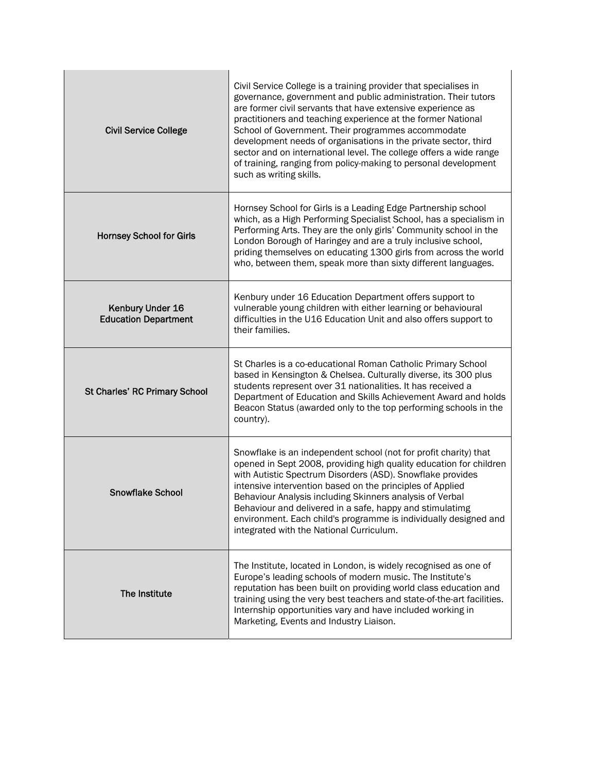| | |
|---|---|
| **Civil Service College** | Civil Service College is a training provider that specialises in governance, government and public administration. Their tutors are former civil servants that have extensive experience as practitioners and teaching experience at the former National School of Government. Their programmes accommodate development needs of organisations in the private sector, third sector and on international level. The college offers a wide range of training, ranging from policy-making to personal development such as writing skills. |
| **Hornsey School for Girls** | Hornsey School for Girls is a Leading Edge Partnership school which, as a High Performing Specialist School, has a specialism in Performing Arts. They are the only girls' Community school in the London Borough of Haringey and are a truly inclusive school, priding themselves on educating 1300 girls from across the world who, between them, speak more than sixty different languages. |
| **Kenbury Under 16 Education Department** | Kenbury under 16 Education Department offers support to vulnerable young children with either learning or behavioural difficulties in the U16 Education Unit and also offers support to their families. |
| **St Charles' RC Primary School** | St Charles is a co-educational Roman Catholic Primary School based in Kensington & Chelsea. Culturally diverse, its 300 plus students represent over 31 nationalities. It has received a Department of Education and Skills Achievement Award and holds Beacon Status (awarded only to the top performing schools in the country). |
| **Snowflake School** | Snowflake is an independent school (not for profit charity) that opened in Sept 2008, providing high quality education for children with Autistic Spectrum Disorders (ASD). Snowflake provides intensive intervention based on the principles of Applied Behaviour Analysis including Skinners analysis of Verbal Behaviour and delivered in a safe, happy and stimulatimg environment. Each child's programme is individually designed and integrated with the National Curriculum. |
| **The Institute** | The Institute, located in London, is widely recognised as one of Europe's leading schools of modern music. The Institute's reputation has been built on providing world class education and training using the very best teachers and state-of-the-art facilities. Internship opportunities vary and have included working in Marketing, Events and Industry Liaison. |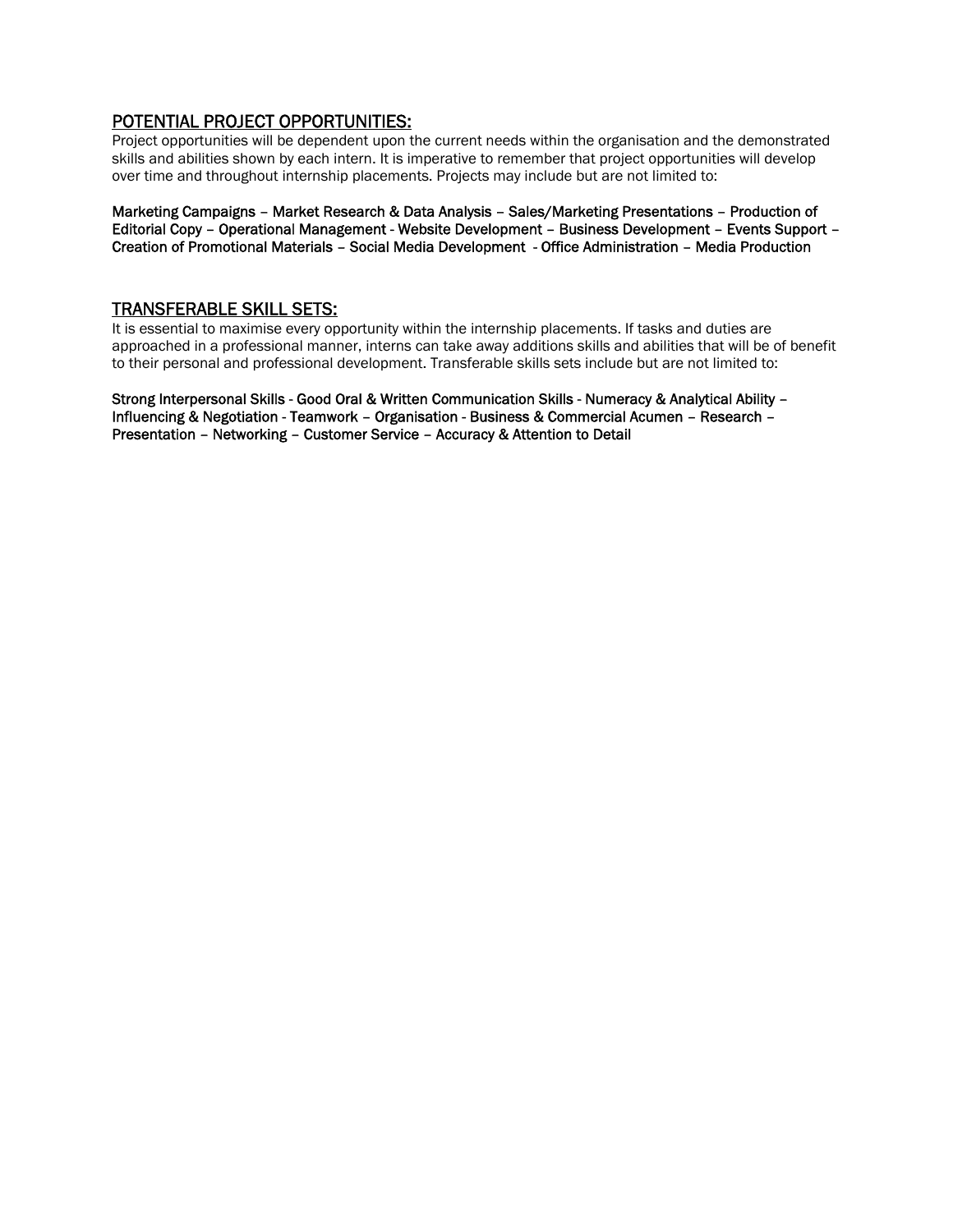## POTENTIAL PROJECT OPPORTUNITIES:

Project opportunities will be dependent upon the current needs within the organisation and the demonstrated skills and abilities shown by each intern. It is imperative to remember that project opportunities will develop over time and throughout internship placements. Projects may include but are not limited to:

Marketing Campaigns – Market Research & Data Analysis – Sales/Marketing Presentations – Production of Editorial Copy – Operational Management - Website Development – Business Development – Events Support – Creation of Promotional Materials – Social Media Development - Office Administration – Media Production

## TRANSFERABLE SKILL SETS:

It is essential to maximise every opportunity within the internship placements. If tasks and duties are approached in a professional manner, interns can take away additions skills and abilities that will be of benefit to their personal and professional development. Transferable skills sets include but are not limited to:

Strong Interpersonal Skills - Good Oral & Written Communication Skills - Numeracy & Analytical Ability – Influencing & Negotiation - Teamwork – Organisation - Business & Commercial Acumen – Research – Presentation – Networking – Customer Service – Accuracy & Attention to Detail